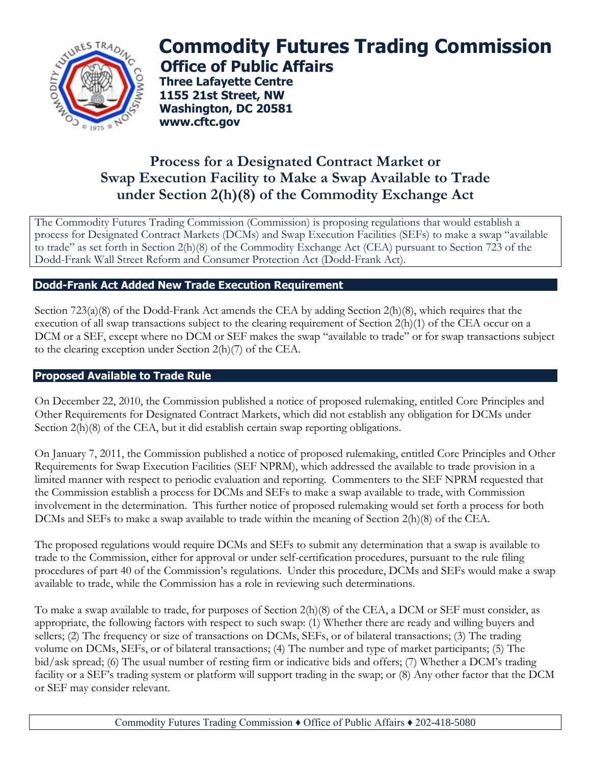# Commodity Futures Trading Commission

**Office of Public Affairs**
**Three Lafayette Centre**
**1155 21st Street, NW**
**Washington, DC 20581**
**www.cftc.gov**

## Process for a Designated Contract Market or Swap Execution Facility to Make a Swap Available to Trade under Section 2(h)(8) of the Commodity Exchange Act

The Commodity Futures Trading Commission (Commission) is proposing regulations that would establish a process for Designated Contract Markets (DCMs) and Swap Execution Facilities (SEFs) to make a swap "available to trade" as set forth in Section 2(h)(8) of the Commodity Exchange Act (CEA) pursuant to Section 723 of the Dodd-Frank Wall Street Reform and Consumer Protection Act (Dodd-Frank Act).

### Dodd-Frank Act Added New Trade Execution Requirement

Section 723(a)(8) of the Dodd-Frank Act amends the CEA by adding Section 2(h)(8), which requires that the execution of all swap transactions subject to the clearing requirement of Section 2(h)(1) of the CEA occur on a DCM or a SEF, except where no DCM or SEF makes the swap "available to trade" or for swap transactions subject to the clearing exception under Section 2(h)(7) of the CEA.

### Proposed Available to Trade Rule

On December 22, 2010, the Commission published a notice of proposed rulemaking, entitled Core Principles and Other Requirements for Designated Contract Markets, which did not establish any obligation for DCMs under Section 2(h)(8) of the CEA, but it did establish certain swap reporting obligations.

On January 7, 2011, the Commission published a notice of proposed rulemaking, entitled Core Principles and Other Requirements for Swap Execution Facilities (SEF NPRM), which addressed the available to trade provision in a limited manner with respect to periodic evaluation and reporting. Commenters to the SEF NPRM requested that the Commission establish a process for DCMs and SEFs to make a swap available to trade, with Commission involvement in the determination. This further notice of proposed rulemaking would set forth a process for both DCMs and SEFs to make a swap available to trade within the meaning of Section 2(h)(8) of the CEA.

The proposed regulations would require DCMs and SEFs to submit any determination that a swap is available to trade to the Commission, either for approval or under self-certification procedures, pursuant to the rule filing procedures of part 40 of the Commission's regulations. Under this procedure, DCMs and SEFs would make a swap available to trade, while the Commission has a role in reviewing such determinations.

To make a swap available to trade, for purposes of Section 2(h)(8) of the CEA, a DCM or SEF must consider, as appropriate, the following factors with respect to such swap: (1) Whether there are ready and willing buyers and sellers; (2) The frequency or size of transactions on DCMs, SEFs, or of bilateral transactions; (3) The trading volume on DCMs, SEFs, or of bilateral transactions; (4) The number and type of market participants; (5) The bid/ask spread; (6) The usual number of resting firm or indicative bids and offers; (7) Whether a DCM's trading facility or a SEF's trading system or platform will support trading in the swap; or (8) Any other factor that the DCM or SEF may consider relevant.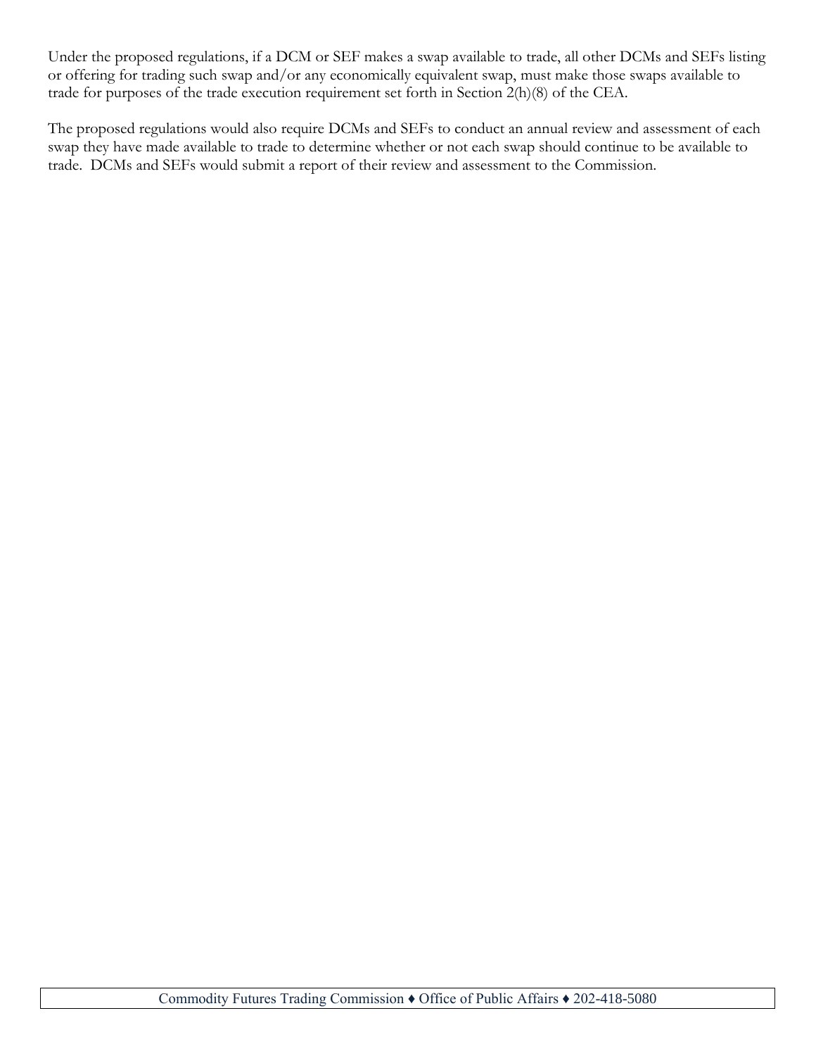Under the proposed regulations, if a DCM or SEF makes a swap available to trade, all other DCMs and SEFs listing or offering for trading such swap and/or any economically equivalent swap, must make those swaps available to trade for purposes of the trade execution requirement set forth in Section 2(h)(8) of the CEA.

The proposed regulations would also require DCMs and SEFs to conduct an annual review and assessment of each swap they have made available to trade to determine whether or not each swap should continue to be available to trade. DCMs and SEFs would submit a report of their review and assessment to the Commission.